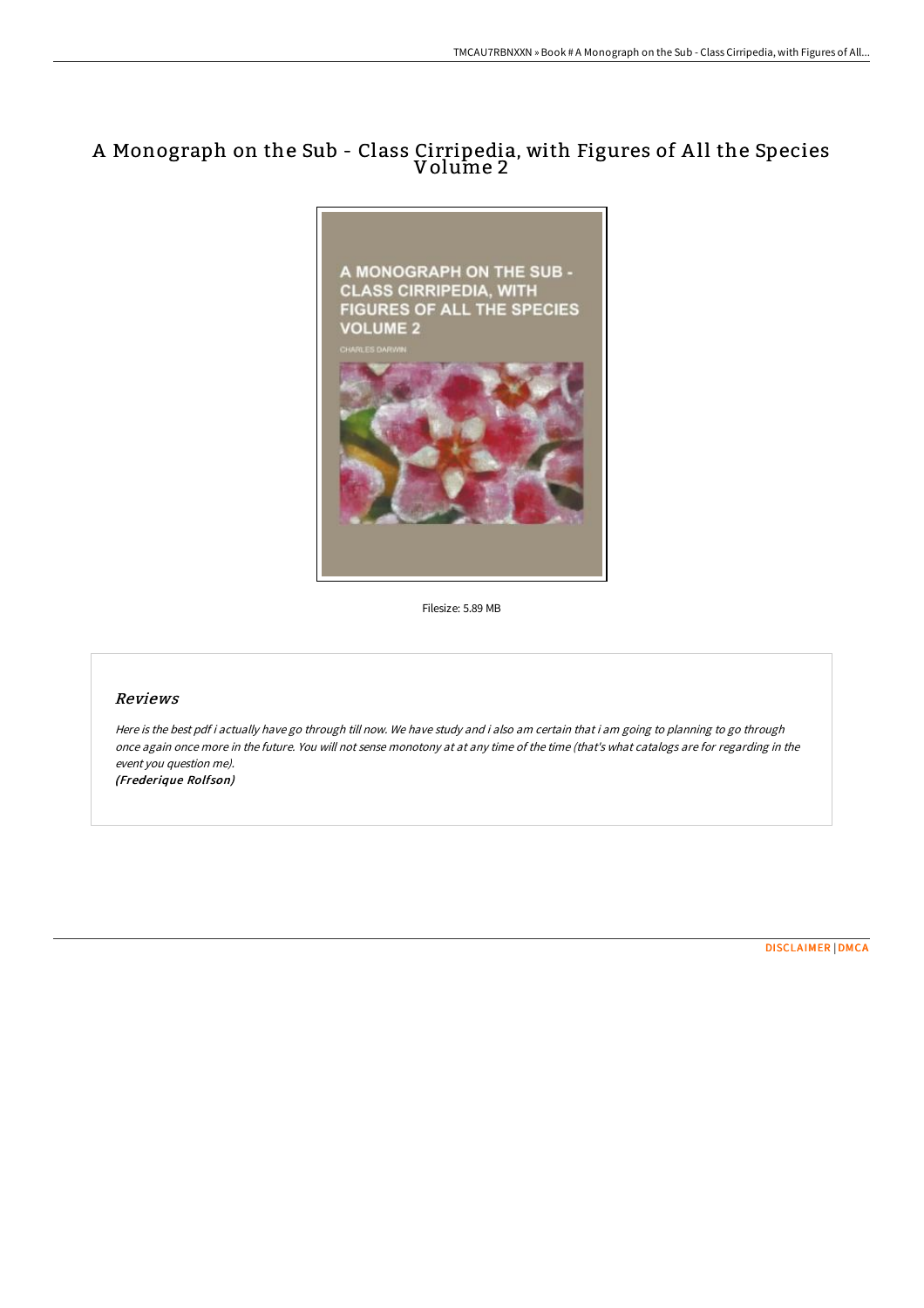# A Monograph on the Sub - Class Cirripedia, with Figures of All the Species Volume 2

Filesize: 5.89 MB

## Reviews

*Here is the best pdf i actually have go through till now. We have study and i also am certain that i am going to planning to go through once again once more in the future. You will not sense monotony at at any time of the time (that's what catalogs are for regarding in the event you question me).*

***(Frederique Rolfson)***

[DISCLAIMER](#) | [DMCA](#)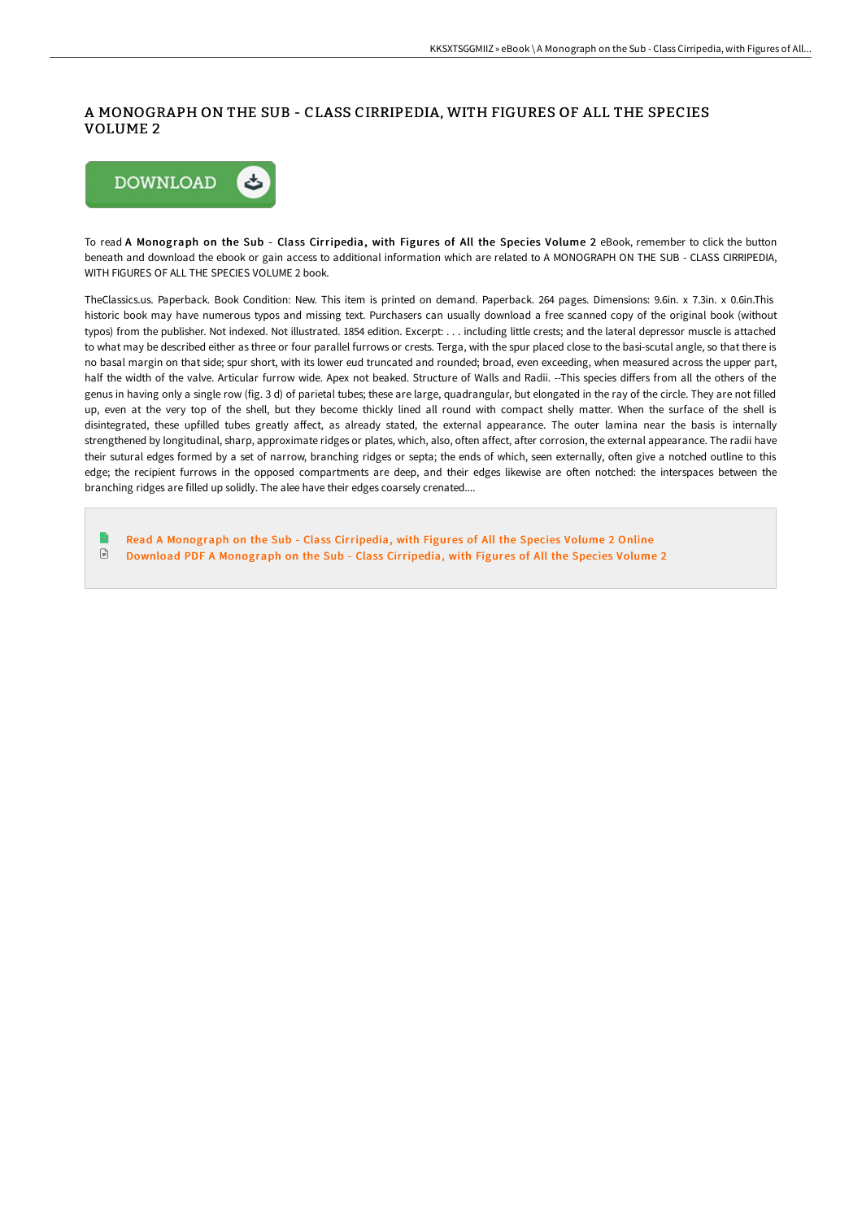# A MONOGRAPH ON THE SUB - CLASS CIRRIPEDIA, WITH FIGURES OF ALL THE SPECIES VOLUME 2

To read **A Monograph on the Sub - Class Cirripedia, with Figures of All the Species Volume 2** eBook, remember to click the button beneath and download the ebook or gain access to additional information which are related to A MONOGRAPH ON THE SUB - CLASS CIRRIPEDIA, WITH FIGURES OF ALL THE SPECIES VOLUME 2 book.

TheClassics.us. Paperback. Book Condition: New. This item is printed on demand. Paperback. 264 pages. Dimensions: 9.6in. x 7.3in. x 0.6in.This historic book may have numerous typos and missing text. Purchasers can usually download a free scanned copy of the original book (without typos) from the publisher. Not indexed. Not illustrated. 1854 edition. Excerpt: . . . including little crests; and the lateral depressor muscle is attached to what may be described either as three or four parallel furrows or crests. Terga, with the spur placed close to the basi-scutal angle, so that there is no basal margin on that side; spur short, with its lower eud truncated and rounded; broad, even exceeding, when measured across the upper part, half the width of the valve. Articular furrow wide. Apex not beaked. Structure of Walls and Radii. --This species differs from all the others of the genus in having only a single row (fig. 3 d) of parietal tubes; these are large, quadrangular, but elongated in the ray of the circle. They are not filled up, even at the very top of the shell, but they become thickly lined all round with compact shelly matter. When the surface of the shell is disintegrated, these upfilled tubes greatly affect, as already stated, the external appearance. The outer lamina near the basis is internally strengthened by longitudinal, sharp, approximate ridges or plates, which, also, often affect, after corrosion, the external appearance. The radii have their sutural edges formed by a set of narrow, branching ridges or septa; the ends of which, seen externally, often give a notched outline to this edge; the recipient furrows in the opposed compartments are deep, and their edges likewise are often notched: the interspaces between the branching ridges are filled up solidly. The alee have their edges coarsely crenated....

- Read A Monograph on the Sub - Class Cirripedia, with Figures of All the Species Volume 2 Online
- Download PDF A Monograph on the Sub - Class Cirripedia, with Figures of All the Species Volume 2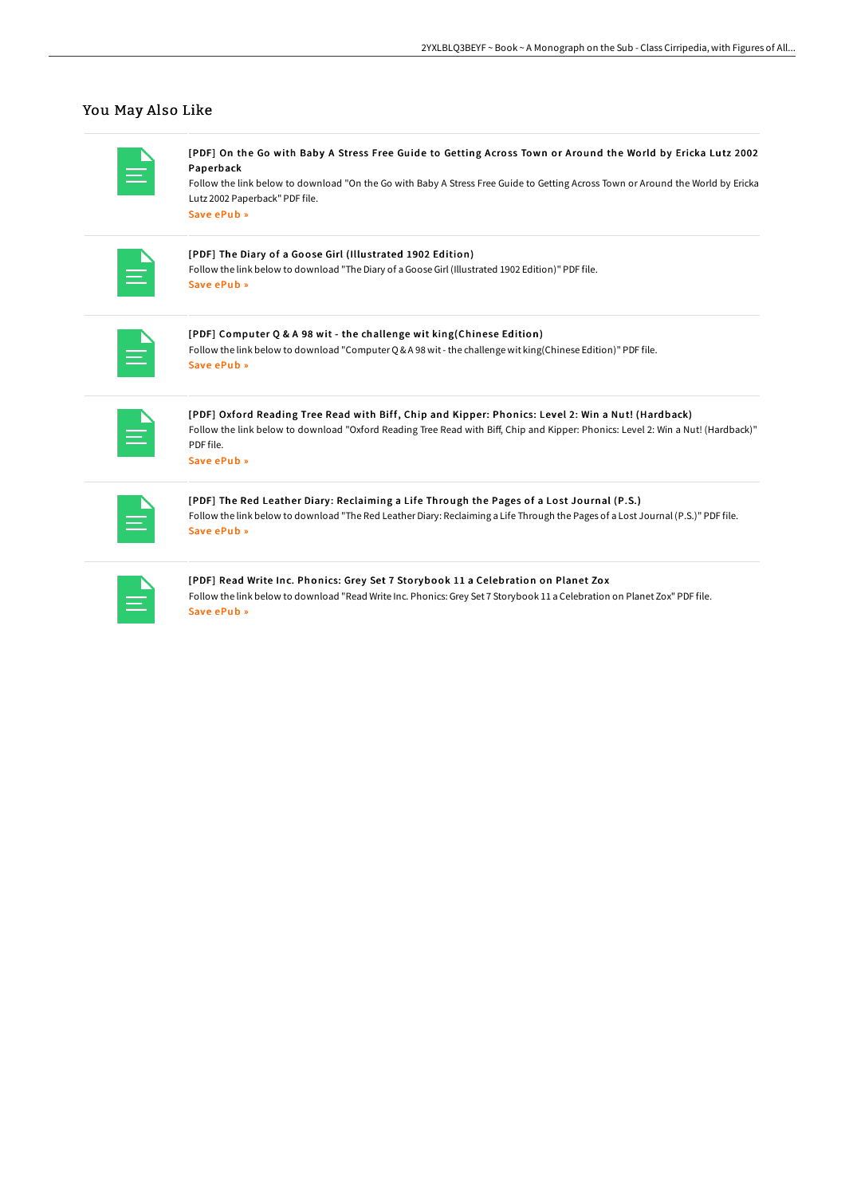## You May Also Like

**[PDF] On the Go with Baby A Stress Free Guide to Getting Across Town or Around the World by Ericka Lutz 2002 Paperback**

Follow the link below to download "On the Go with Baby A Stress Free Guide to Getting Across Town or Around the World by Ericka Lutz 2002 Paperback" PDF file.

Save ePub »

**[PDF] The Diary of a Goose Girl (Illustrated 1902 Edition)**

Follow the link below to download "The Diary of a Goose Girl (Illustrated 1902 Edition)" PDF file.

Save ePub »

**[PDF] Computer Q & A 98 wit - the challenge wit king(Chinese Edition)**

Follow the link below to download "Computer Q & A 98 wit - the challenge wit king(Chinese Edition)" PDF file.

Save ePub »

**[PDF] Oxford Reading Tree Read with Biff, Chip and Kipper: Phonics: Level 2: Win a Nut! (Hardback)**

Follow the link below to download "Oxford Reading Tree Read with Biff, Chip and Kipper: Phonics: Level 2: Win a Nut! (Hardback)" PDF file.

Save ePub »

**[PDF] The Red Leather Diary: Reclaiming a Life Through the Pages of a Lost Journal (P.S.)**

Follow the link below to download "The Red Leather Diary: Reclaiming a Life Through the Pages of a Lost Journal (P.S.)" PDF file.

Save ePub »

**[PDF] Read Write Inc. Phonics: Grey Set 7 Storybook 11 a Celebration on Planet Zox**

Follow the link below to download "Read Write Inc. Phonics: Grey Set 7 Storybook 11 a Celebration on Planet Zox" PDF file.

Save ePub »